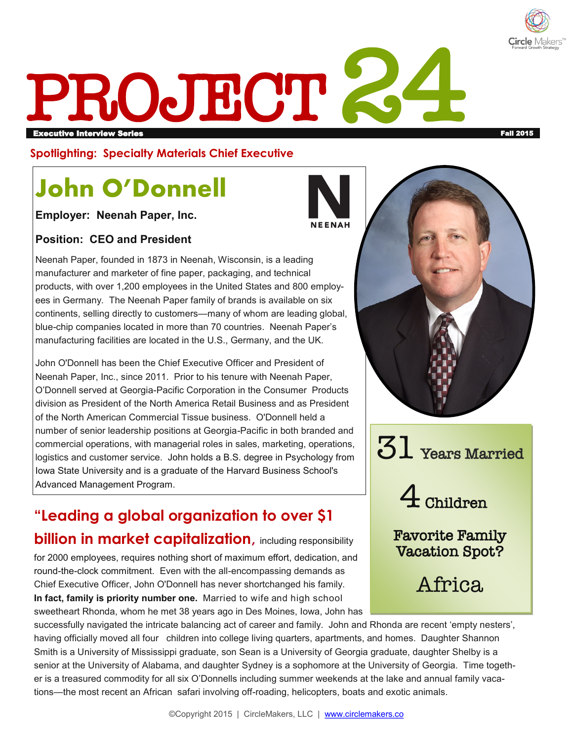# PROJECT 24

**Executive Interview Series** Fall 2015

## Spotlighting: Specialty Materials Chief Executive

## John O'Donnell

**Employer: Neenah Paper, Inc.**

**Position: CEO and President**

Neenah Paper, founded in 1873 in Neenah, Wisconsin, is a leading manufacturer and marketer of fine paper, packaging, and technical products, with over 1,200 employees in the United States and 800 employees in Germany. The Neenah Paper family of brands is available on six continents, selling directly to customers—many of whom are leading global, blue-chip companies located in more than 70 countries. Neenah Paper's manufacturing facilities are located in the U.S., Germany, and the UK.

John O'Donnell has been the Chief Executive Officer and President of Neenah Paper, Inc., since 2011. Prior to his tenure with Neenah Paper, O'Donnell served at Georgia-Pacific Corporation in the Consumer Products division as President of the North America Retail Business and as President of the North American Commercial Tissue business. O'Donnell held a number of senior leadership positions at Georgia-Pacific in both branded and commercial operations, with managerial roles in sales, marketing, operations, logistics and customer service. John holds a B.S. degree in Psychology from Iowa State University and is a graduate of the Harvard Business School's Advanced Management Program.

**31** Years Married

**4** Children

Favorite Family Vacation Spot?

Africa

**"Leading a global organization to over $1 billion in market capitalization,** including responsibility for 2000 employees, requires nothing short of maximum effort, dedication, and round-the-clock commitment. Even with the all-encompassing demands as Chief Executive Officer, John O'Donnell has never shortchanged his family. **In fact, family is priority number one.** Married to wife and high school sweetheart Rhonda, whom he met 38 years ago in Des Moines, Iowa, John has successfully navigated the intricate balancing act of career and family. John and Rhonda are recent 'empty nesters', having officially moved all four children into college living quarters, apartments, and homes. Daughter Shannon Smith is a University of Mississippi graduate, son Sean is a University of Georgia graduate, daughter Shelby is a senior at the University of Alabama, and daughter Sydney is a sophomore at the University of Georgia. Time together is a treasured commodity for all six O'Donnells including summer weekends at the lake and annual family vacations—the most recent an African safari involving off-roading, helicopters, boats and exotic animals.

©Copyright 2015 | CircleMakers, LLC | www.circlemakers.co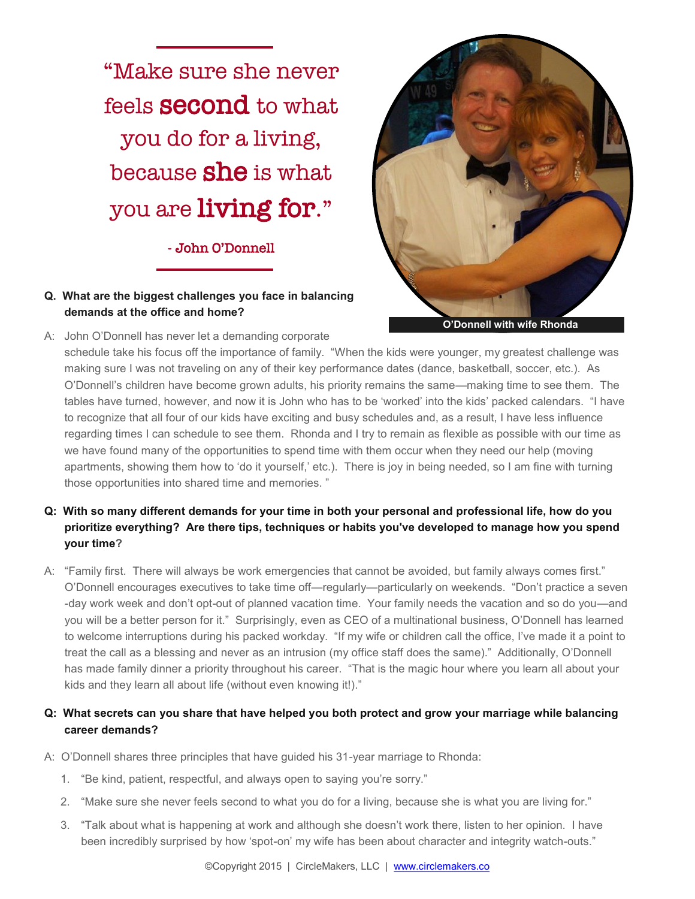> "Make sure she never feels **second** to what you do for a living, because **she** is what you are **living for**."
>
> \- John O'Donnell

O'Donnell with wife Rhonda

**Q. What are the biggest challenges you face in balancing demands at the office and home?**

A: John O'Donnell has never let a demanding corporate schedule take his focus off the importance of family. "When the kids were younger, my greatest challenge was making sure I was not traveling on any of their key performance dates (dance, basketball, soccer, etc.). As O'Donnell's children have become grown adults, his priority remains the same—making time to see them. The tables have turned, however, and now it is John who has to be 'worked' into the kids' packed calendars. "I have to recognize that all four of our kids have exciting and busy schedules and, as a result, I have less influence regarding times I can schedule to see them. Rhonda and I try to remain as flexible as possible with our time as we have found many of the opportunities to spend time with them occur when they need our help (moving apartments, showing them how to 'do it yourself,' etc.). There is joy in being needed, so I am fine with turning those opportunities into shared time and memories. "

**Q: With so many different demands for your time in both your personal and professional life, how do you prioritize everything? Are there tips, techniques or habits you've developed to manage how you spend your time?**

A: "Family first. There will always be work emergencies that cannot be avoided, but family always comes first." O'Donnell encourages executives to take time off—regularly—particularly on weekends. "Don't practice a seven-day work week and don't opt-out of planned vacation time. Your family needs the vacation and so do you—and you will be a better person for it." Surprisingly, even as CEO of a multinational business, O'Donnell has learned to welcome interruptions during his packed workday. "If my wife or children call the office, I've made it a point to treat the call as a blessing and never as an intrusion (my office staff does the same)." Additionally, O'Donnell has made family dinner a priority throughout his career. "That is the magic hour where you learn all about your kids and they learn all about life (without even knowing it!)."

**Q: What secrets can you share that have helped you both protect and grow your marriage while balancing career demands?**

A: O'Donnell shares three principles that have guided his 31-year marriage to Rhonda:

1. "Be kind, patient, respectful, and always open to saying you're sorry."
2. "Make sure she never feels second to what you do for a living, because she is what you are living for."
3. "Talk about what is happening at work and although she doesn't work there, listen to her opinion. I have been incredibly surprised by how 'spot-on' my wife has been about character and integrity watch-outs."

©Copyright 2015 | CircleMakers, LLC | www.circlemakers.co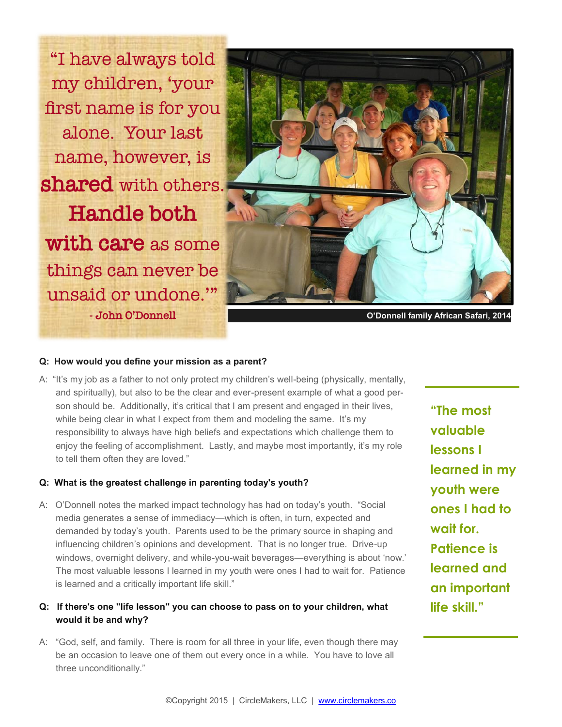"I have always told my children, 'your first name is for you alone. Your last name, however, is **shared** with others. **Handle both with care** as some things can never be unsaid or undone.'"

- John O'Donnell

O'Donnell family African Safari, 2014

**Q: How would you define your mission as a parent?**

A: "It's my job as a father to not only protect my children's well-being (physically, mentally, and spiritually), but also to be the clear and ever-present example of what a good person should be. Additionally, it's critical that I am present and engaged in their lives, while being clear in what I expect from them and modeling the same. It's my responsibility to always have high beliefs and expectations which challenge them to enjoy the feeling of accomplishment. Lastly, and maybe most importantly, it's my role to tell them often they are loved."

**Q: What is the greatest challenge in parenting today's youth?**

A: O'Donnell notes the marked impact technology has had on today's youth. "Social media generates a sense of immediacy—which is often, in turn, expected and demanded by today's youth. Parents used to be the primary source in shaping and influencing children's opinions and development. That is no longer true. Drive-up windows, overnight delivery, and while-you-wait beverages—everything is about 'now.' The most valuable lessons I learned in my youth were ones I had to wait for. Patience is learned and a critically important life skill."

**"The most valuable lessons I learned in my youth were ones I had to wait for. Patience is learned and an important life skill."**

**Q: If there's one "life lesson" you can choose to pass on to your children, what would it be and why?**

A: "God, self, and family. There is room for all three in your life, even though there may be an occasion to leave one of them out every once in a while. You have to love all three unconditionally."

©Copyright 2015 | CircleMakers, LLC | www.circlemakers.co